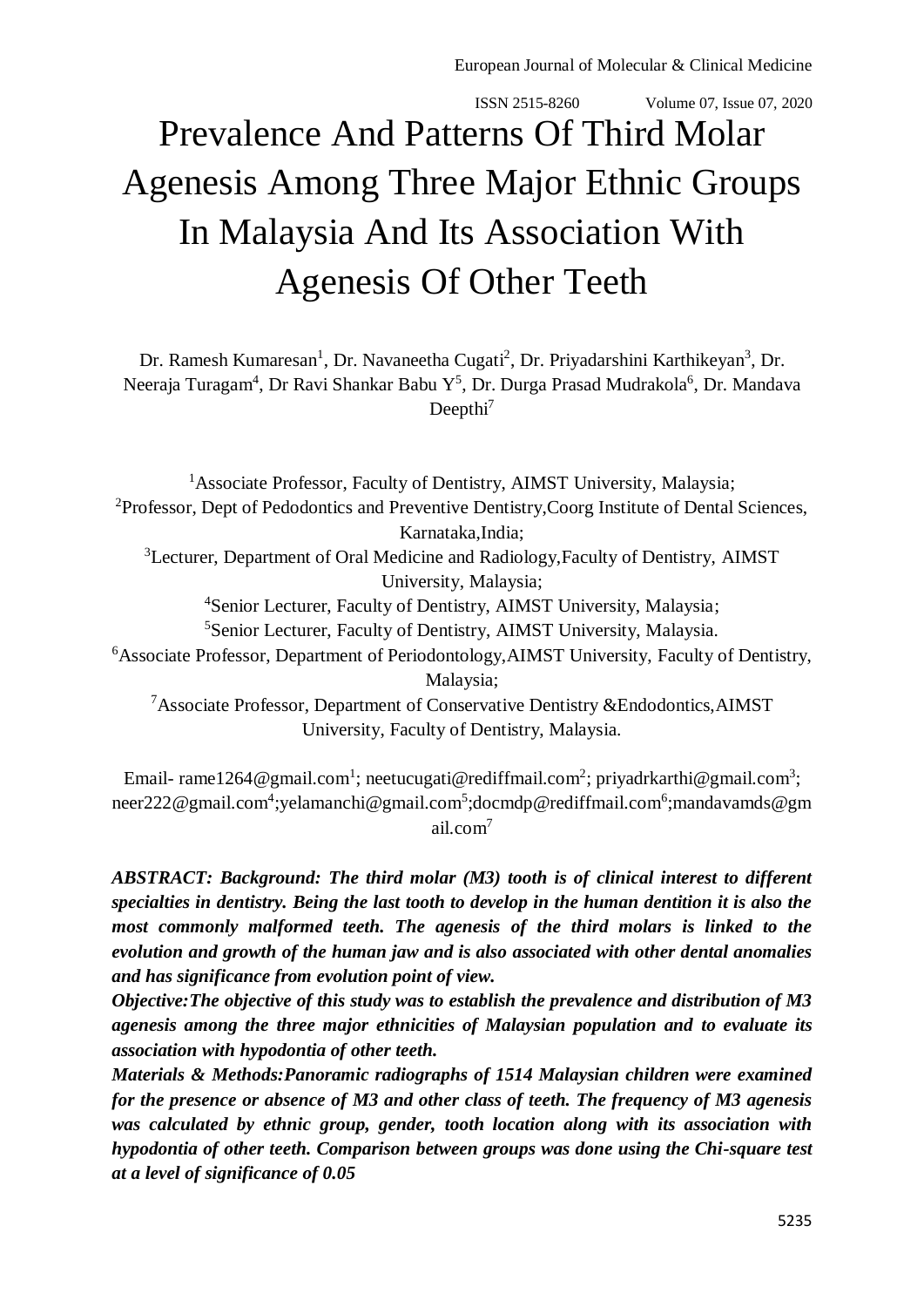# Prevalence And Patterns Of Third Molar Agenesis Among Three Major Ethnic Groups In Malaysia And Its Association With Agenesis Of Other Teeth

Dr. Ramesh Kumaresan[1], Dr. Navaneetha Cugati[2], Dr. Priyadarshini Karthikeyan[3], Dr. Neeraja Turagam[4], Dr Ravi Shankar Babu Y[5], Dr. Durga Prasad Mudrakola[6], Dr. Mandava Deepthi[7]

[1]Associate Professor, Faculty of Dentistry, AIMST University, Malaysia;
[2]Professor, Dept of Pedodontics and Preventive Dentistry,Coorg Institute of Dental Sciences, Karnataka,India;
[3]Lecturer, Department of Oral Medicine and Radiology,Faculty of Dentistry, AIMST University, Malaysia;
[4]Senior Lecturer, Faculty of Dentistry, AIMST University, Malaysia;
[5]Senior Lecturer, Faculty of Dentistry, AIMST University, Malaysia.
[6]Associate Professor, Department of Periodontology,AIMST University, Faculty of Dentistry, Malaysia;
[7]Associate Professor, Department of Conservative Dentistry &Endodontics,AIMST University, Faculty of Dentistry, Malaysia.

Email- rame1264@gmail.com[1]; neetucugati@rediffmail.com[2]; priyadrkarthi@gmail.com[3]; neer222@gmail.com[4];yelamanchi@gmail.com[5];docmdp@rediffmail.com[6];mandavamds@gmail.com[7]

***ABSTRACT: Background: The third molar (M3) tooth is of clinical interest to different specialties in dentistry. Being the last tooth to develop in the human dentition it is also the most commonly malformed teeth. The agenesis of the third molars is linked to the evolution and growth of the human jaw and is also associated with other dental anomalies and has significance from evolution point of view.***

***Objective:The objective of this study was to establish the prevalence and distribution of M3 agenesis among the three major ethnicities of Malaysian population and to evaluate its association with hypodontia of other teeth.***

***Materials & Methods:Panoramic radiographs of 1514 Malaysian children were examined for the presence or absence of M3 and other class of teeth. The frequency of M3 agenesis was calculated by ethnic group, gender, tooth location along with its association with hypodontia of other teeth. Comparison between groups was done using the Chi-square test at a level of significance of 0.05***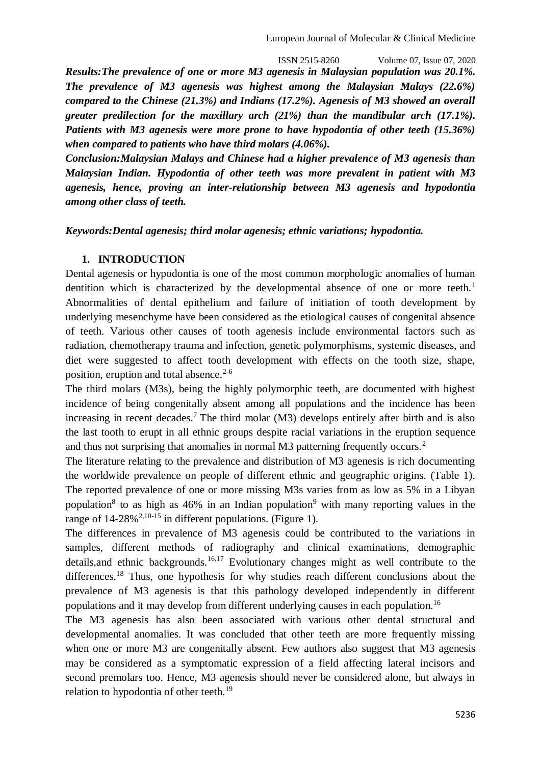***Results:*** ***The prevalence of one or more M3 agenesis in Malaysian population was 20.1%. The prevalence of M3 agenesis was highest among the Malaysian Malays (22.6%) compared to the Chinese (21.3%) and Indians (17.2%). Agenesis of M3 showed an overall greater predilection for the maxillary arch (21%) than the mandibular arch (17.1%). Patients with M3 agenesis were more prone to have hypodontia of other teeth (15.36%) when compared to patients who have third molars (4.06%).***

***Conclusion:*** ***Malaysian Malays and Chinese had a higher prevalence of M3 agenesis than Malaysian Indian. Hypodontia of other teeth was more prevalent in patient with M3 agenesis, hence, proving an inter-relationship between M3 agenesis and hypodontia among other class of teeth.***

***Keywords:*** ***Dental agenesis; third molar agenesis; ethnic variations; hypodontia.***

## 1. INTRODUCTION

Dental agenesis or hypodontia is one of the most common morphologic anomalies of human dentition which is characterized by the developmental absence of one or more teeth.[1] Abnormalities of dental epithelium and failure of initiation of tooth development by underlying mesenchyme have been considered as the etiological causes of congenital absence of teeth. Various other causes of tooth agenesis include environmental factors such as radiation, chemotherapy trauma and infection, genetic polymorphisms, systemic diseases, and diet were suggested to affect tooth development with effects on the tooth size, shape, position, eruption and total absence.[2-6]

The third molars (M3s), being the highly polymorphic teeth, are documented with highest incidence of being congenitally absent among all populations and the incidence has been increasing in recent decades.[7] The third molar (M3) develops entirely after birth and is also the last tooth to erupt in all ethnic groups despite racial variations in the eruption sequence and thus not surprising that anomalies in normal M3 patterning frequently occurs.[2]

The literature relating to the prevalence and distribution of M3 agenesis is rich documenting the worldwide prevalence on people of different ethnic and geographic origins. (Table 1). The reported prevalence of one or more missing M3s varies from as low as 5% in a Libyan population[8] to as high as 46% in an Indian population[9] with many reporting values in the range of 14-28%[2,10-15] in different populations. (Figure 1).

The differences in prevalence of M3 agenesis could be contributed to the variations in samples, different methods of radiography and clinical examinations, demographic details,and ethnic backgrounds.[16,17] Evolutionary changes might as well contribute to the differences.[18] Thus, one hypothesis for why studies reach different conclusions about the prevalence of M3 agenesis is that this pathology developed independently in different populations and it may develop from different underlying causes in each population.[16]

The M3 agenesis has also been associated with various other dental structural and developmental anomalies. It was concluded that other teeth are more frequently missing when one or more M3 are congenitally absent. Few authors also suggest that M3 agenesis may be considered as a symptomatic expression of a field affecting lateral incisors and second premolars too. Hence, M3 agenesis should never be considered alone, but always in relation to hypodontia of other teeth.[19]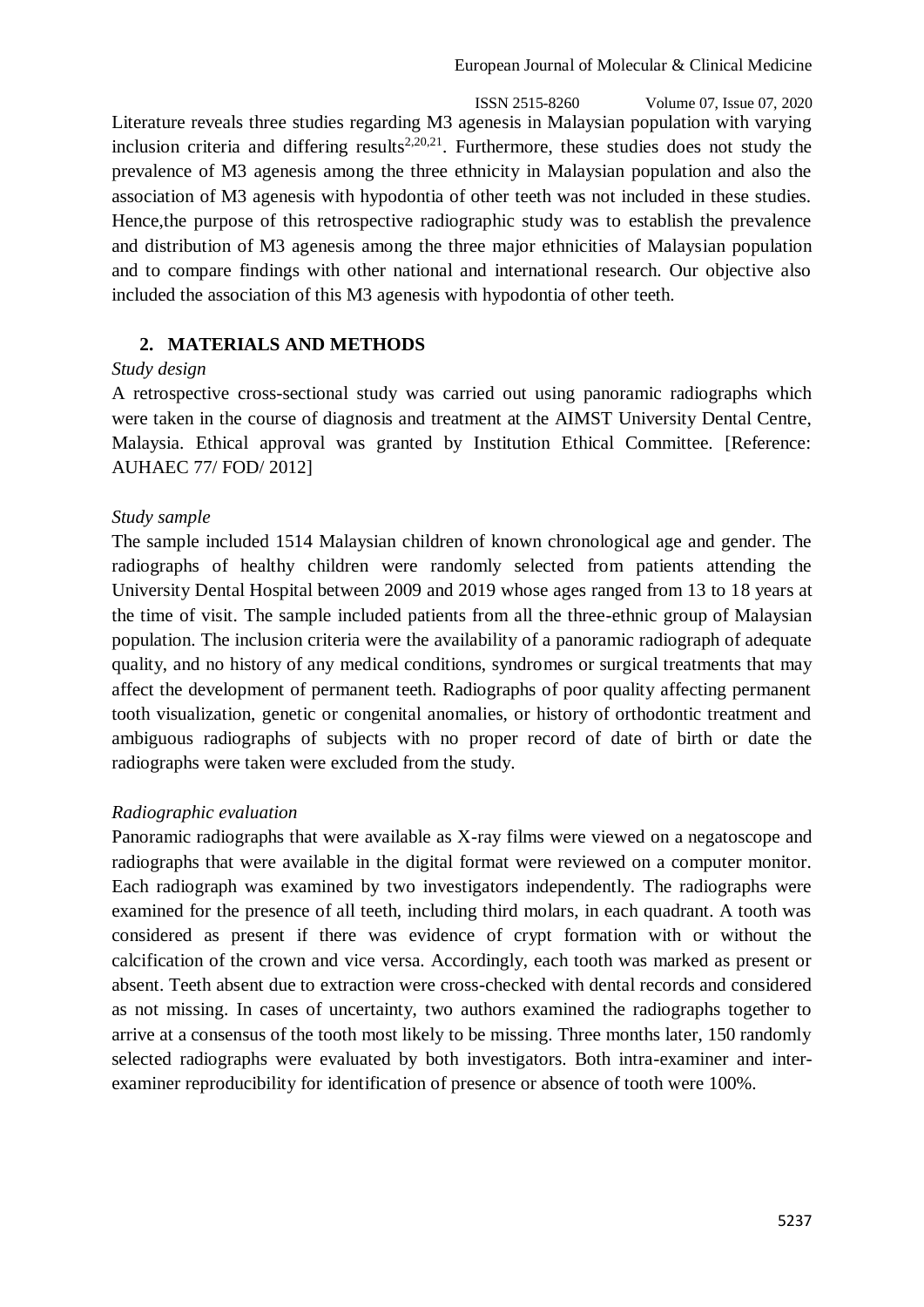Literature reveals three studies regarding M3 agenesis in Malaysian population with varying inclusion criteria and differing results[2,20,21]. Furthermore, these studies does not study the prevalence of M3 agenesis among the three ethnicity in Malaysian population and also the association of M3 agenesis with hypodontia of other teeth was not included in these studies. Hence,the purpose of this retrospective radiographic study was to establish the prevalence and distribution of M3 agenesis among the three major ethnicities of Malaysian population and to compare findings with other national and international research. Our objective also included the association of this M3 agenesis with hypodontia of other teeth.

## 2. MATERIALS AND METHODS

*Study design*

A retrospective cross-sectional study was carried out using panoramic radiographs which were taken in the course of diagnosis and treatment at the AIMST University Dental Centre, Malaysia. Ethical approval was granted by Institution Ethical Committee. [Reference: AUHAEC 77/ FOD/ 2012]

*Study sample*

The sample included 1514 Malaysian children of known chronological age and gender. The radiographs of healthy children were randomly selected from patients attending the University Dental Hospital between 2009 and 2019 whose ages ranged from 13 to 18 years at the time of visit. The sample included patients from all the three-ethnic group of Malaysian population. The inclusion criteria were the availability of a panoramic radiograph of adequate quality, and no history of any medical conditions, syndromes or surgical treatments that may affect the development of permanent teeth. Radiographs of poor quality affecting permanent tooth visualization, genetic or congenital anomalies, or history of orthodontic treatment and ambiguous radiographs of subjects with no proper record of date of birth or date the radiographs were taken were excluded from the study.

*Radiographic evaluation*

Panoramic radiographs that were available as X-ray films were viewed on a negatoscope and radiographs that were available in the digital format were reviewed on a computer monitor. Each radiograph was examined by two investigators independently. The radiographs were examined for the presence of all teeth, including third molars, in each quadrant. A tooth was considered as present if there was evidence of crypt formation with or without the calcification of the crown and vice versa. Accordingly, each tooth was marked as present or absent. Teeth absent due to extraction were cross-checked with dental records and considered as not missing. In cases of uncertainty, two authors examined the radiographs together to arrive at a consensus of the tooth most likely to be missing. Three months later, 150 randomly selected radiographs were evaluated by both investigators. Both intra-examiner and inter-examiner reproducibility for identification of presence or absence of tooth were 100%.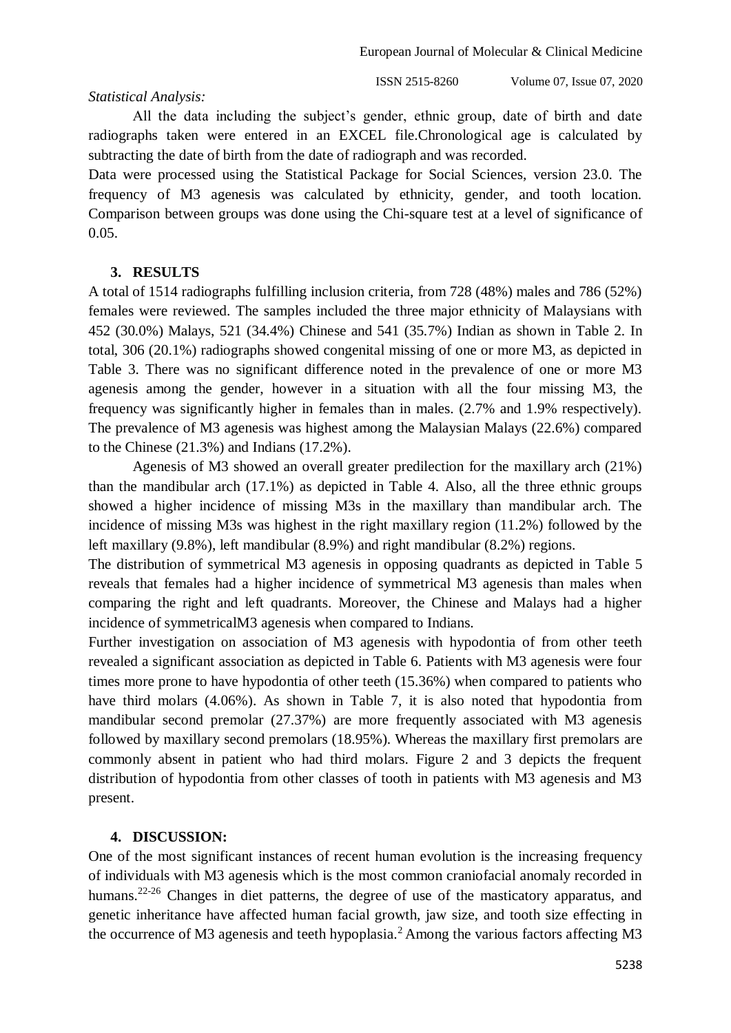*Statistical Analysis:*

All the data including the subject's gender, ethnic group, date of birth and date radiographs taken were entered in an EXCEL file.Chronological age is calculated by subtracting the date of birth from the date of radiograph and was recorded.

Data were processed using the Statistical Package for Social Sciences, version 23.0. The frequency of M3 agenesis was calculated by ethnicity, gender, and tooth location. Comparison between groups was done using the Chi-square test at a level of significance of 0.05.

## 3. RESULTS

A total of 1514 radiographs fulfilling inclusion criteria, from 728 (48%) males and 786 (52%) females were reviewed. The samples included the three major ethnicity of Malaysians with 452 (30.0%) Malays, 521 (34.4%) Chinese and 541 (35.7%) Indian as shown in Table 2. In total, 306 (20.1%) radiographs showed congenital missing of one or more M3, as depicted in Table 3. There was no significant difference noted in the prevalence of one or more M3 agenesis among the gender, however in a situation with all the four missing M3, the frequency was significantly higher in females than in males. (2.7% and 1.9% respectively). The prevalence of M3 agenesis was highest among the Malaysian Malays (22.6%) compared to the Chinese (21.3%) and Indians (17.2%).

Agenesis of M3 showed an overall greater predilection for the maxillary arch (21%) than the mandibular arch (17.1%) as depicted in Table 4. Also, all the three ethnic groups showed a higher incidence of missing M3s in the maxillary than mandibular arch. The incidence of missing M3s was highest in the right maxillary region (11.2%) followed by the left maxillary (9.8%), left mandibular (8.9%) and right mandibular (8.2%) regions.

The distribution of symmetrical M3 agenesis in opposing quadrants as depicted in Table 5 reveals that females had a higher incidence of symmetrical M3 agenesis than males when comparing the right and left quadrants. Moreover, the Chinese and Malays had a higher incidence of symmetricalM3 agenesis when compared to Indians.

Further investigation on association of M3 agenesis with hypodontia of from other teeth revealed a significant association as depicted in Table 6. Patients with M3 agenesis were four times more prone to have hypodontia of other teeth (15.36%) when compared to patients who have third molars (4.06%). As shown in Table 7, it is also noted that hypodontia from mandibular second premolar (27.37%) are more frequently associated with M3 agenesis followed by maxillary second premolars (18.95%). Whereas the maxillary first premolars are commonly absent in patient who had third molars. Figure 2 and 3 depicts the frequent distribution of hypodontia from other classes of tooth in patients with M3 agenesis and M3 present.

## 4. DISCUSSION:

One of the most significant instances of recent human evolution is the increasing frequency of individuals with M3 agenesis which is the most common craniofacial anomaly recorded in humans.[22-26] Changes in diet patterns, the degree of use of the masticatory apparatus, and genetic inheritance have affected human facial growth, jaw size, and tooth size effecting in the occurrence of M3 agenesis and teeth hypoplasia.[2] Among the various factors affecting M3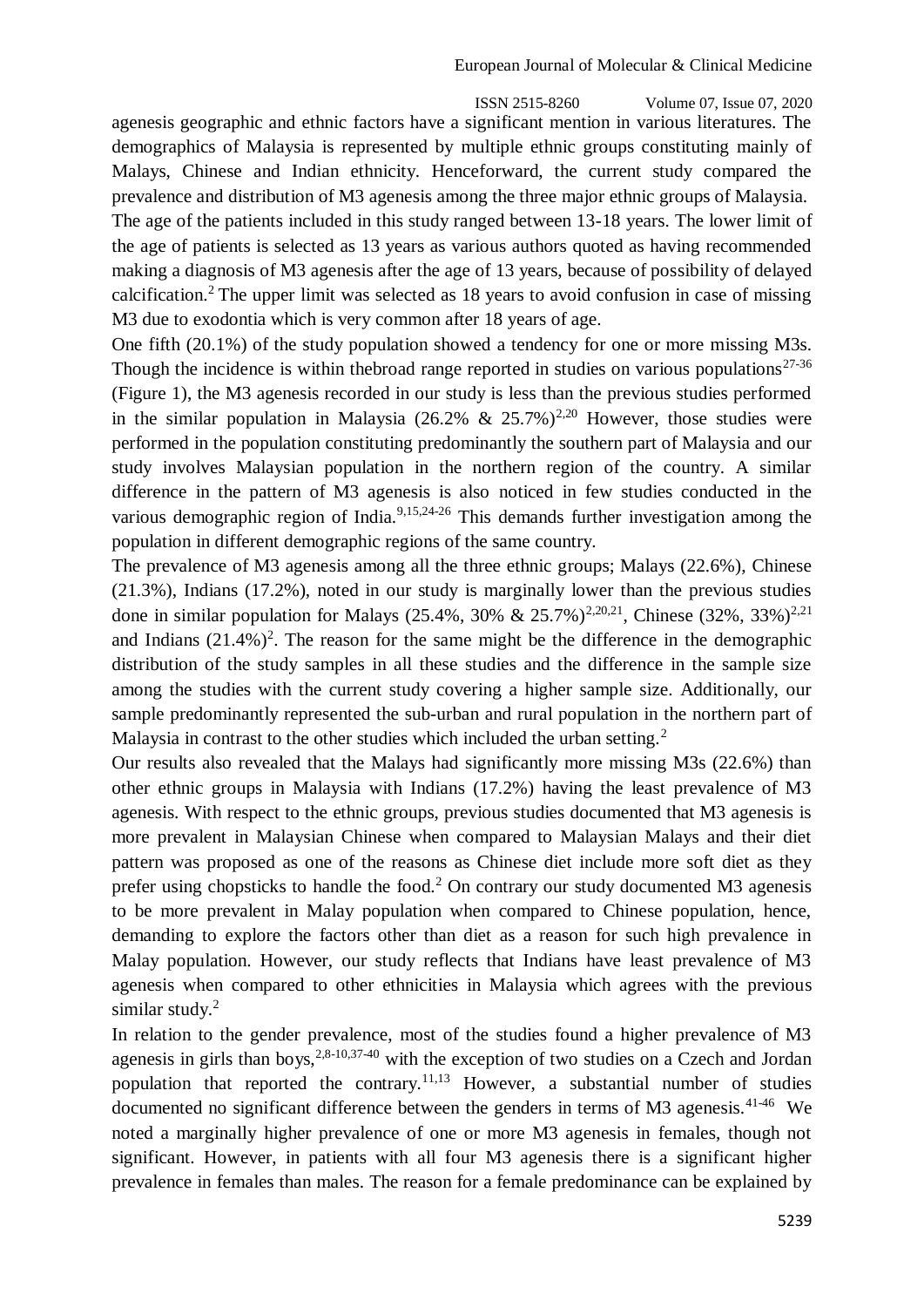agenesis geographic and ethnic factors have a significant mention in various literatures. The demographics of Malaysia is represented by multiple ethnic groups constituting mainly of Malays, Chinese and Indian ethnicity. Henceforward, the current study compared the prevalence and distribution of M3 agenesis among the three major ethnic groups of Malaysia.

The age of the patients included in this study ranged between 13-18 years. The lower limit of the age of patients is selected as 13 years as various authors quoted as having recommended making a diagnosis of M3 agenesis after the age of 13 years, because of possibility of delayed calcification.[2] The upper limit was selected as 18 years to avoid confusion in case of missing M3 due to exodontia which is very common after 18 years of age.

One fifth (20.1%) of the study population showed a tendency for one or more missing M3s. Though the incidence is within thebroad range reported in studies on various populations[27-36] (Figure 1), the M3 agenesis recorded in our study is less than the previous studies performed in the similar population in Malaysia (26.2% & 25.7%)[2,20] However, those studies were performed in the population constituting predominantly the southern part of Malaysia and our study involves Malaysian population in the northern region of the country. A similar difference in the pattern of M3 agenesis is also noticed in few studies conducted in the various demographic region of India.[9,15,24-26] This demands further investigation among the population in different demographic regions of the same country.

The prevalence of M3 agenesis among all the three ethnic groups; Malays (22.6%), Chinese (21.3%), Indians (17.2%), noted in our study is marginally lower than the previous studies done in similar population for Malays (25.4%, 30% & 25.7%)[2,20,21], Chinese (32%, 33%)[2,21] and Indians (21.4%)[2]. The reason for the same might be the difference in the demographic distribution of the study samples in all these studies and the difference in the sample size among the studies with the current study covering a higher sample size. Additionally, our sample predominantly represented the sub-urban and rural population in the northern part of Malaysia in contrast to the other studies which included the urban setting.[2]

Our results also revealed that the Malays had significantly more missing M3s (22.6%) than other ethnic groups in Malaysia with Indians (17.2%) having the least prevalence of M3 agenesis. With respect to the ethnic groups, previous studies documented that M3 agenesis is more prevalent in Malaysian Chinese when compared to Malaysian Malays and their diet pattern was proposed as one of the reasons as Chinese diet include more soft diet as they prefer using chopsticks to handle the food.[2] On contrary our study documented M3 agenesis to be more prevalent in Malay population when compared to Chinese population, hence, demanding to explore the factors other than diet as a reason for such high prevalence in Malay population. However, our study reflects that Indians have least prevalence of M3 agenesis when compared to other ethnicities in Malaysia which agrees with the previous similar study.[2]

In relation to the gender prevalence, most of the studies found a higher prevalence of M3 agenesis in girls than boys,[2,8-10,37-40] with the exception of two studies on a Czech and Jordan population that reported the contrary.[11,13] However, a substantial number of studies documented no significant difference between the genders in terms of M3 agenesis.[41-46] We noted a marginally higher prevalence of one or more M3 agenesis in females, though not significant. However, in patients with all four M3 agenesis there is a significant higher prevalence in females than males. The reason for a female predominance can be explained by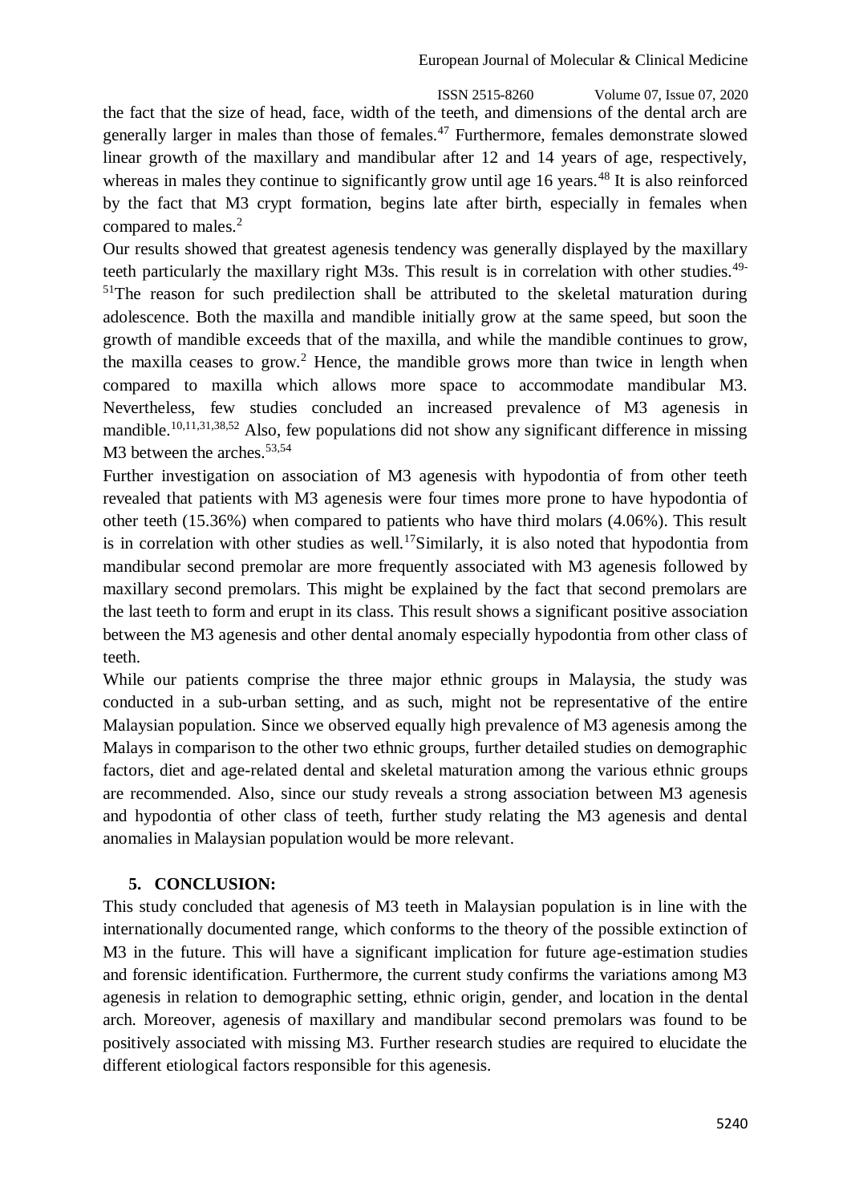the fact that the size of head, face, width of the teeth, and dimensions of the dental arch are generally larger in males than those of females.[47] Furthermore, females demonstrate slowed linear growth of the maxillary and mandibular after 12 and 14 years of age, respectively, whereas in males they continue to significantly grow until age 16 years.[48] It is also reinforced by the fact that M3 crypt formation, begins late after birth, especially in females when compared to males.[2]

Our results showed that greatest agenesis tendency was generally displayed by the maxillary teeth particularly the maxillary right M3s. This result is in correlation with other studies.[49-51]The reason for such predilection shall be attributed to the skeletal maturation during adolescence. Both the maxilla and mandible initially grow at the same speed, but soon the growth of mandible exceeds that of the maxilla, and while the mandible continues to grow, the maxilla ceases to grow.[2] Hence, the mandible grows more than twice in length when compared to maxilla which allows more space to accommodate mandibular M3. Nevertheless, few studies concluded an increased prevalence of M3 agenesis in mandible.[10,11,31,38,52] Also, few populations did not show any significant difference in missing M3 between the arches.[53,54]

Further investigation on association of M3 agenesis with hypodontia of from other teeth revealed that patients with M3 agenesis were four times more prone to have hypodontia of other teeth (15.36%) when compared to patients who have third molars (4.06%). This result is in correlation with other studies as well.[17]Similarly, it is also noted that hypodontia from mandibular second premolar are more frequently associated with M3 agenesis followed by maxillary second premolars. This might be explained by the fact that second premolars are the last teeth to form and erupt in its class. This result shows a significant positive association between the M3 agenesis and other dental anomaly especially hypodontia from other class of teeth.

While our patients comprise the three major ethnic groups in Malaysia, the study was conducted in a sub-urban setting, and as such, might not be representative of the entire Malaysian population. Since we observed equally high prevalence of M3 agenesis among the Malays in comparison to the other two ethnic groups, further detailed studies on demographic factors, diet and age-related dental and skeletal maturation among the various ethnic groups are recommended. Also, since our study reveals a strong association between M3 agenesis and hypodontia of other class of teeth, further study relating the M3 agenesis and dental anomalies in Malaysian population would be more relevant.

## 5. CONCLUSION:

This study concluded that agenesis of M3 teeth in Malaysian population is in line with the internationally documented range, which conforms to the theory of the possible extinction of M3 in the future. This will have a significant implication for future age-estimation studies and forensic identification. Furthermore, the current study confirms the variations among M3 agenesis in relation to demographic setting, ethnic origin, gender, and location in the dental arch. Moreover, agenesis of maxillary and mandibular second premolars was found to be positively associated with missing M3. Further research studies are required to elucidate the different etiological factors responsible for this agenesis.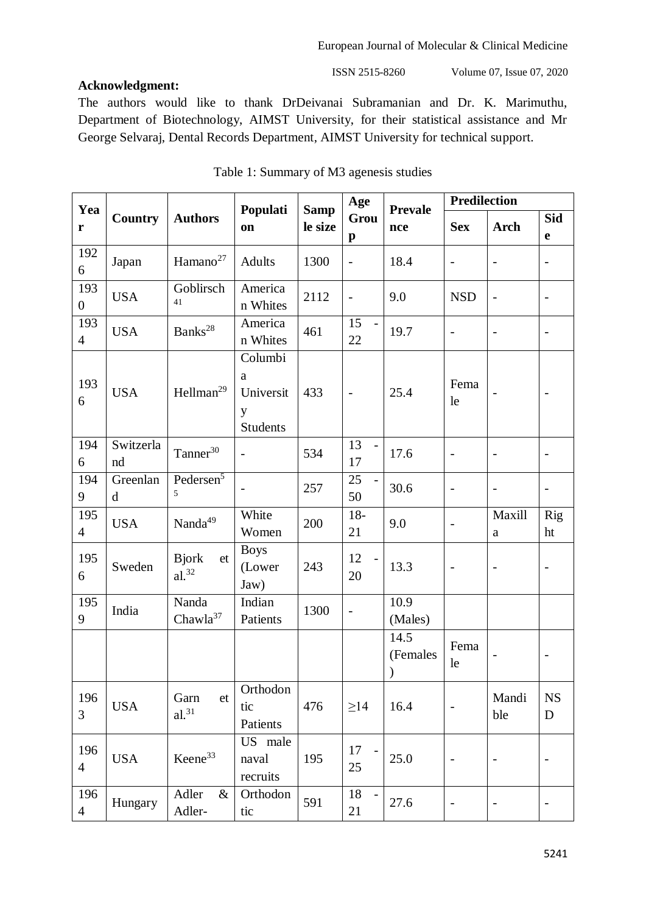**Acknowledgment:**

The authors would like to thank DrDeivanai Subramanian and Dr. K. Marimuthu, Department of Biotechnology, AIMST University, for their statistical assistance and Mr George Selvaraj, Dental Records Department, AIMST University for technical support.

Table 1: Summary of M3 agenesis studies

| Year | Country | Authors | Population | Sample size | Age Group | Prevalence | Predilection | | |
|---|---|---|---|---|---|---|---|---|---|
| | | | | | | | Sex | Arch | Side |
| 1926 | Japan | Hamano[27] | Adults | 1300 | - | 18.4 | - | - | - |
| 1930 | USA | Goblirsch[41] | American Whites | 2112 | - | 9.0 | NSD | - | - |
| 1934 | USA | Banks[28] | American Whites | 461 | 15 - 22 | 19.7 | - | - | - |
| 1936 | USA | Hellman[29] | Columbia University Students | 433 | - | 25.4 | Female | - | - |
| 1946 | Switzerland | Tanner[30] | - | 534 | 13 - 17 | 17.6 | - | - | - |
| 1949 | Greenland | Pedersen[55] | - | 257 | 25 - 50 | 30.6 | - | - | - |
| 1954 | USA | Nanda[49] | White Women | 200 | 18-21 | 9.0 | - | Maxilla | Right |
| 1956 | Sweden | Bjork et al.[32] | Boys (Lower Jaw) | 243 | 12 - 20 | 13.3 | - | - | - |
| 1959 | India | Nanda Chawla[37] | Indian Patients | 1300 | - | 10.9 (Males) | | | |
| | | | | | | 14.5 (Females) | Female | - | - |
| 1963 | USA | Garn et al.[31] | Orthodontic Patients | 476 | ≥14 | 16.4 | - | Mandible | NSD |
| 1964 | USA | Keene[33] | US male naval recruits | 195 | 17 - 25 | 25.0 | - | - | - |
| 1964 | Hungary | Adler & Adler- | Orthodontic | 591 | 18 - 21 | 27.6 | - | - | - |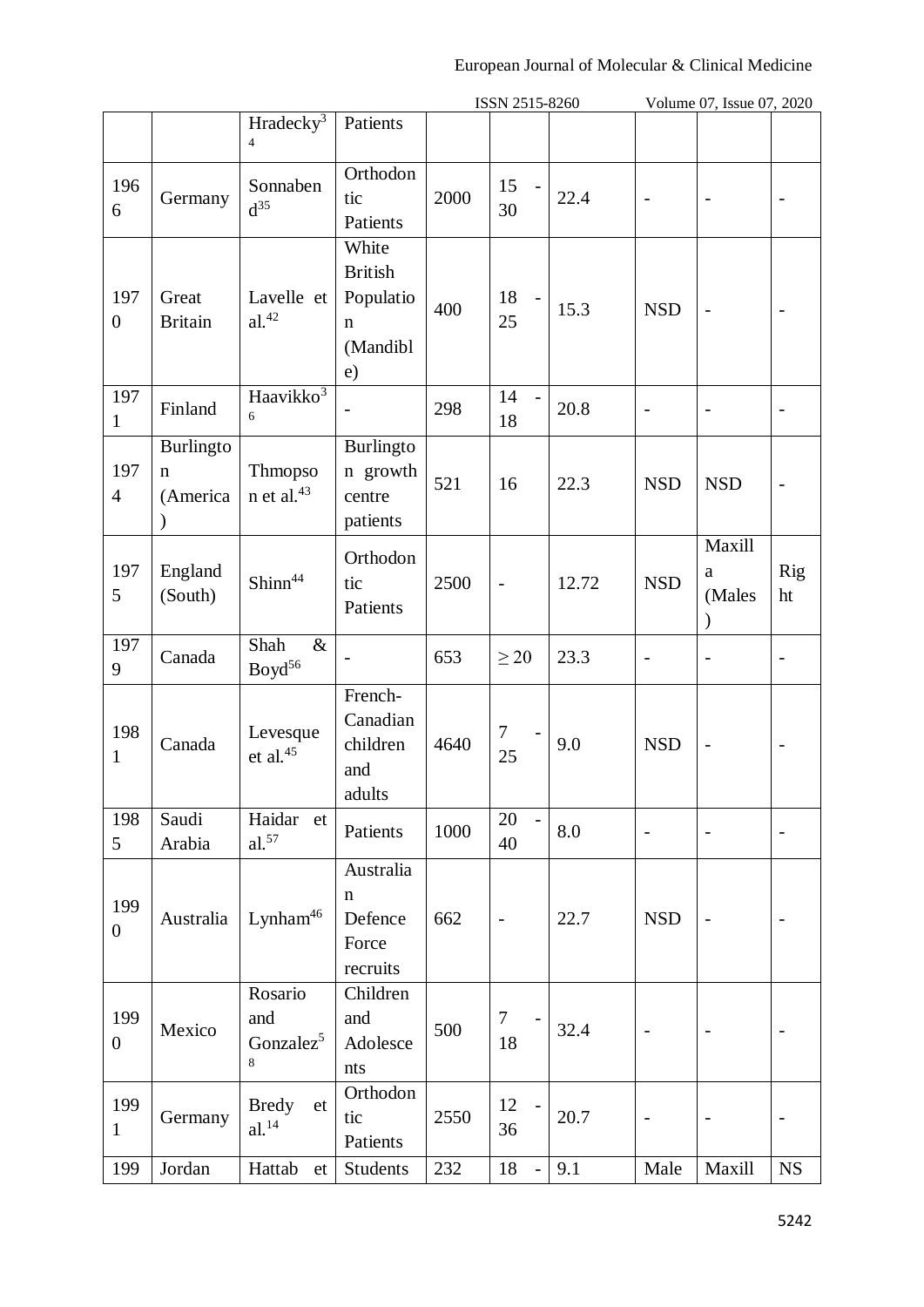| | | Hradecky[34] | Patients | | | | | | |
|---|---|---|---|---|---|---|---|---|---|
| 1966 | Germany | Sonnabend[35] | Orthodontic Patients | 2000 | 15 - 30 | 22.4 | - | - | - |
| 1970 | Great Britain | Lavelle et al.[42] | White British Population (Mandible) | 400 | 18 - 25 | 15.3 | NSD | - | - |
| 1971 | Finland | Haavikko[36] | - | 298 | 14 - 18 | 20.8 | - | - | - |
| 1974 | Burlington (America) | Thmopson et al.[43] | Burlington growth centre patients | 521 | 16 | 22.3 | NSD | NSD | - |
| 1975 | England (South) | Shinn[44] | Orthodontic Patients | 2500 | - | 12.72 | NSD | Maxilla (Males) | Right |
| 1979 | Canada | Shah & Boyd[56] | - | 653 | ≥ 20 | 23.3 | - | - | - |
| 1981 | Canada | Levesque et al.[45] | French-Canadian children and adults | 4640 | 7 - 25 | 9.0 | NSD | - | - |
| 1985 | Saudi Arabia | Haidar et al.[57] | Patients | 1000 | 20 - 40 | 8.0 | - | - | - |
| 1990 | Australia | Lynham[46] | Australian Defence Force recruits | 662 | - | 22.7 | NSD | - | - |
| 1990 | Mexico | Rosario and Gonzalez[58] | Children and Adolescents | 500 | 7 - 18 | 32.4 | - | - | - |
| 1991 | Germany | Bredy et al.[14] | Orthodontic Patients | 2550 | 12 - 36 | 20.7 | - | - | - |
| 199 | Jordan | Hattab et | Students | 232 | 18 - | 9.1 | Male | Maxill | NS |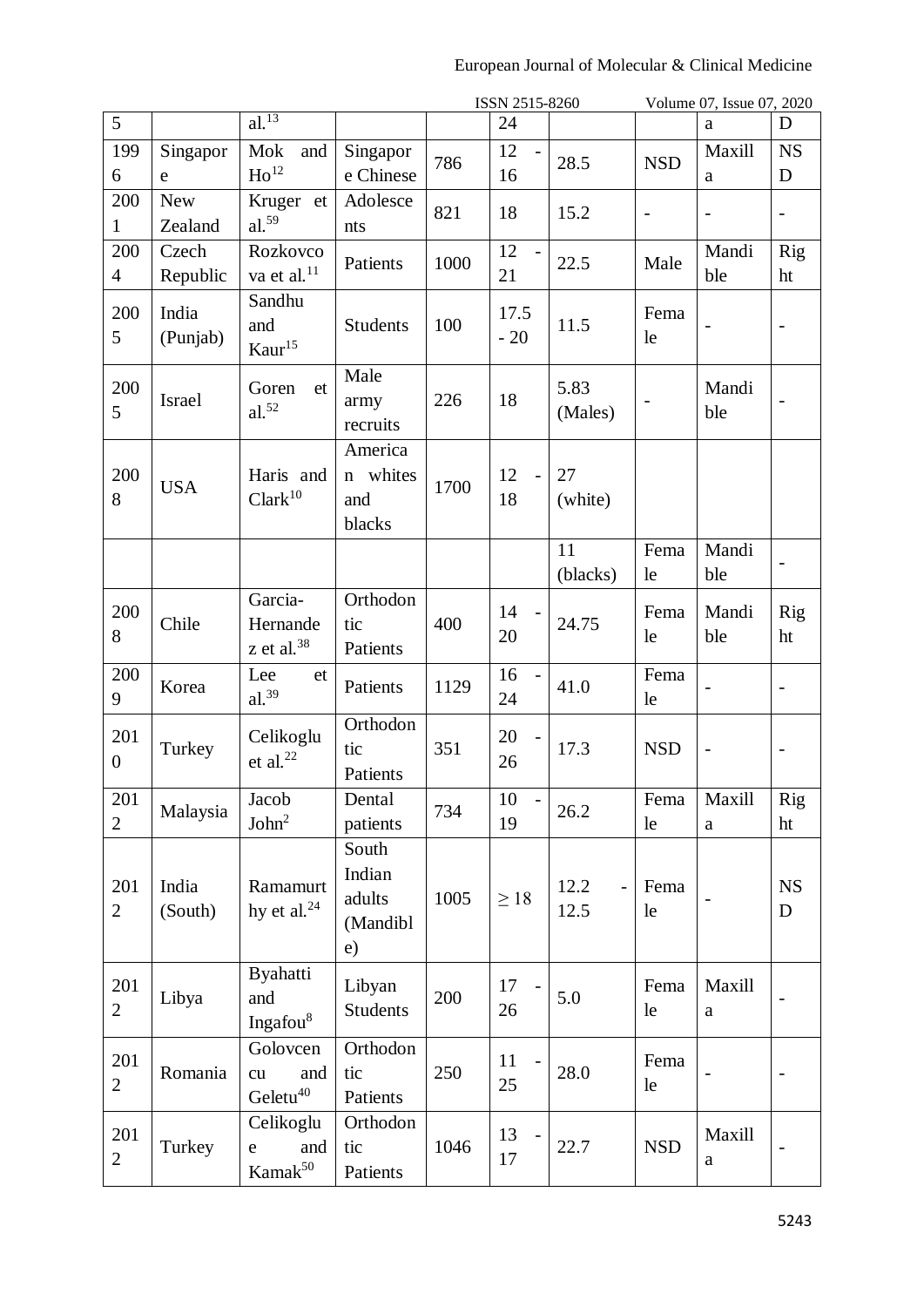| 5 | | al.[13] | | | 24 | | | a | D |
|---|---|---|---|---|---|---|---|---|---|
| 1996 | Singapore | Mok and Ho[12] | Singapore Chinese | 786 | 12 - 16 | 28.5 | NSD | Maxilla | NSD |
| 2001 | New Zealand | Kruger et al.[59] | Adolescents | 821 | 18 | 15.2 | - | - | - |
| 2004 | Czech Republic | Rozkovcova et al.[11] | Patients | 1000 | 12 - 21 | 22.5 | Male | Mandible | Right |
| 2005 | India (Punjab) | Sandhu and Kaur[15] | Students | 100 | 17.5 - 20 | 11.5 | Female | - | - |
| 2005 | Israel | Goren et al.[52] | Male army recruits | 226 | 18 | 5.83 (Males) | - | Mandible | - |
| 2008 | USA | Haris and Clark[10] | American whites and blacks | 1700 | 12 - 18 | 27 (white) | | | |
| | | | | | | 11 (blacks) | Female | Mandible | - |
| 2008 | Chile | Garcia-Hernandez et al.[38] | Orthodontic Patients | 400 | 14 - 20 | 24.75 | Female | Mandible | Right |
| 2009 | Korea | Lee et al.[39] | Patients | 1129 | 16 - 24 | 41.0 | Female | - | - |
| 2010 | Turkey | Celikoglu et al.[22] | Orthodontic Patients | 351 | 20 - 26 | 17.3 | NSD | - | - |
| 2012 | Malaysia | Jacob John[2] | Dental patients | 734 | 10 - 19 | 26.2 | Female | Maxilla | Right |
| 2012 | India (South) | Ramamurthy et al.[24] | South Indian adults (Mandible) | 1005 | ≥ 18 | 12.2 - 12.5 | Female | | NSD |
| 2012 | Libya | Byahatti and Ingafou[8] | Libyan Students | 200 | 17 - 26 | 5.0 | Female | Maxilla | - |
| 2012 | Romania | Golovcencu and Geletu[40] | Orthodontic Patients | 250 | 11 - 25 | 28.0 | Female | - | - |
| 2012 | Turkey | Celikoglue and Kamak[50] | Orthodontic Patients | 1046 | 13 - 17 | 22.7 | NSD | Maxilla | - |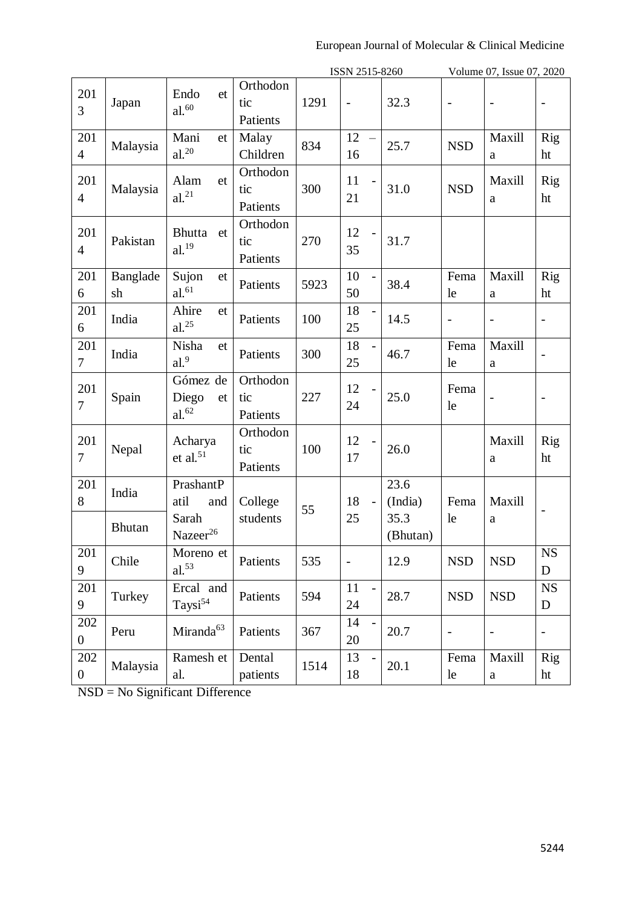| 2013 | Japan | Endo et al.[60] | Orthodontic Patients | 1291 | - | 32.3 | - | - | - |
|---|---|---|---|---|---|---|---|---|---|
| 2014 | Malaysia | Mani et al.[20] | Malay Children | 834 | 12 – 16 | 25.7 | NSD | Maxilla | Right |
| 2014 | Malaysia | Alam et al.[21] | Orthodontic Patients | 300 | 11 - 21 | 31.0 | NSD | Maxilla | Right |
| 2014 | Pakistan | Bhutta et al.[19] | Orthodontic Patients | 270 | 12 - 35 | 31.7 | | | |
| 2016 | Bangladesh | Sujon et al.[61] | Patients | 5923 | 10 - 50 | 38.4 | Female | Maxilla | Right |
| 2016 | India | Ahire et al.[25] | Patients | 100 | 18 - 25 | 14.5 | - | - | - |
| 2017 | India | Nisha et al.[9] | Patients | 300 | 18 - 25 | 46.7 | Female | Maxilla | - |
| 2017 | Spain | Gómez de Diego et al.[62] | Orthodontic Patients | 227 | 12 - 24 | 25.0 | Female | - | - |
| 2017 | Nepal | Acharya et al.[51] | Orthodontic Patients | 100 | 12 - 17 | 26.0 | | Maxilla | Right |
| 2018 | India<br>Bhutan | PrashantPatil and Sarah Nazeer[26] | College students | 55 | 18 - 25 | 23.6 (India)<br>35.3 (Bhutan) | Female | Maxilla | - |
| 2019 | Chile | Moreno et al.[53] | Patients | 535 | - | 12.9 | NSD | NSD | NSD |
| 2019 | Turkey | Ercal and Taysi[54] | Patients | 594 | 11 - 24 | 28.7 | NSD | NSD | NSD |
| 2020 | Peru | Miranda[63] | Patients | 367 | 14 - 20 | 20.7 | - | - | - |
| 2020 | Malaysia | Ramesh et al. | Dental patients | 1514 | 13 - 18 | 20.1 | Female | Maxilla | Right |

NSD = No Significant Difference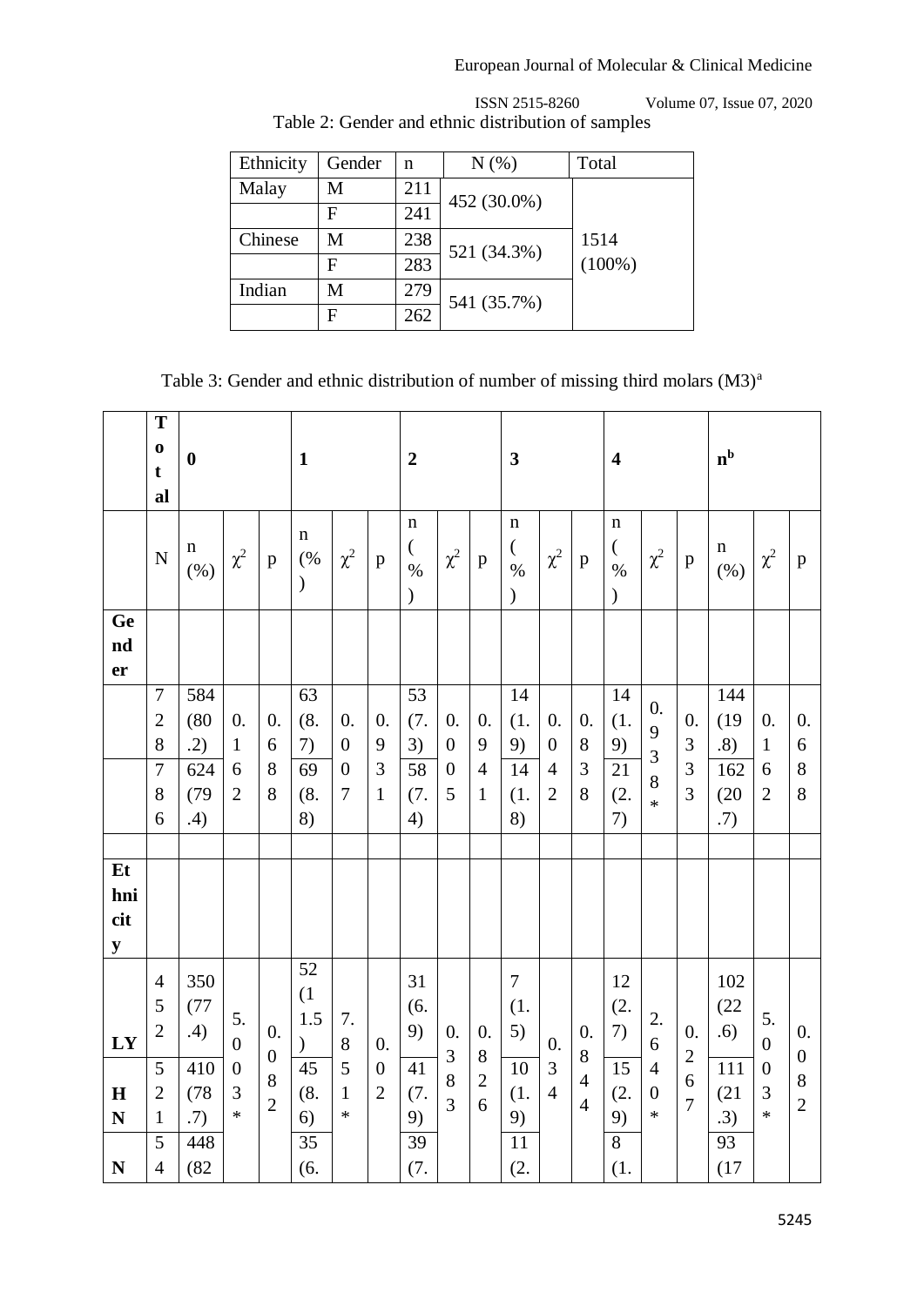Table 2: Gender and ethnic distribution of samples

| Ethnicity | Gender | n | N (%) | Total |
|---|---|---|---|---|
| Malay | M | 211 | 452 (30.0%) | 1514 (100%) |
| | F | 241 | | |
| Chinese | M | 238 | 521 (34.3%) | |
| | F | 283 | | |
| Indian | M | 279 | 541 (35.7%) | |
| | F | 262 | | |

Table 3: Gender and ethnic distribution of number of missing third molars (M3)[a]

| | Total | 0 | | | 1 | | | 2 | | | 3 | | | 4 | | | n[b] | | |
|---|---|---|---|---|---|---|---|---|---|---|---|---|---|---|---|---|---|---|---|
| | N | n (%) | $\chi^2$ | p | n (%) | $\chi^2$ | p | n (%) | $\chi^2$ | p | n (%) | $\chi^2$ | p | n (%) | $\chi^2$ | p | n (%) | $\chi^2$ | p |
| **Gender** | | | | | | | | | | | | | | | | | | | |
| | 728 | 584 (80.2) | 0.162 | 0.688 | 63 (8.7) | 0.007 | 0.931 | 53 (7.3) | 0.005 | 0.941 | 14 (1.9) | 0.042 | 0.838 | 14 (1.9) | 0.938* | 0.333 | 144 (19.8) | 0.162 | 0.688 |
| | 786 | 624 (79.4) | | | 69 (8.8) | | | 58 (7.4) | | | 14 (1.8) | | | 21 (2.7) | | | 162 (20.7) | | |
| | | | | | | | | | | | | | | | | | | | |
| **Ethnicity** | | | | | | | | | | | | | | | | | | | |
| **LY** | 452 | 350 (77.4) | 5.003* | 0.082 | 52 (11.5) | 7.851* | 0.02 | 31 (6.9) | 0.383 | 0.826 | 7 (1.5) | 0.334 | 0.844 | 12 (2.7) | 2.640* | 0.267 | 102 (22.6) | 5.003* | 0.082 |
| **HN** | 521 | 410 (78.7) | | | 45 (8.6) | | | 41 (7.9) | | | 10 (1.9) | | | 15 (2.9) | | | 111 (21.3) | | |
| **N** | 54 | 448 (82 | | | 35 (6. | | | 39 (7. | | | 11 (2. | | | 8 (1. | | | 93 (17 | | |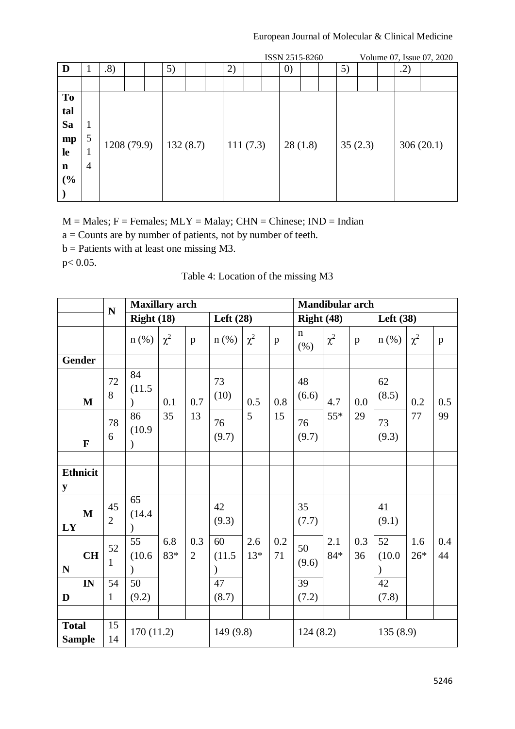| D | 1 | .8) | | | 5) | | | 2) | | | 0) | | | 5) | | | .2) | | |
|---|---|---|---|---|---|---|---|---|---|---|---|---|---|---|---|---|---|---|---|
| | | | | | | | | | | | | | | | | | | | |
| Total Sample n (%) | 1514 | 1208 (79.9) | | | 132 (8.7) | | | 111 (7.3) | | | 28 (1.8) | | | 35 (2.3) | | | 306 (20.1) | | |

M = Males; F = Females; MLY = Malay; CHN = Chinese; IND = Indian

a = Counts are by number of patients, not by number of teeth.

b = Patients with at least one missing M3.

$p < 0.05$.

Table 4: Location of the missing M3

| | N | Maxillary arch | | | | | | Mandibular arch | | | | | |
|---|---|---|---|---|---|---|---|---|---|---|---|---|---|
| | | Right (18) | | | Left (28) | | | Right (48) | | | Left (38) | | |
| | | n (%) | $\chi^2$ | p | n (%) | $\chi^2$ | p | n (%) | $\chi^2$ | p | n (%) | $\chi^2$ | p |
| **Gender** | | | | | | | | | | | | | |
| **M** | 728 | 84 (11.5) | 0.135 | 0.713 | 73 (10) | 0.55 | 0.815 | 48 (6.6) | 4.755* | 0.029 | 62 (8.5) | 0.277 | 0.599 |
| **F** | 786 | 86 (10.9) | | | 76 (9.7) | | | 76 (9.7) | | | 73 (9.3) | | |
| | | | | | | | | | | | | | |
| **Ethnicity** | | | | | | | | | | | | | |
| **MLY** | 452 | 65 (14.4) | 6.883* | 0.32 | 42 (9.3) | 2.613* | 0.271 | 35 (7.7) | 2.184* | 0.336 | 41 (9.1) | 1.626* | 0.444 |
| **CHN** | 521 | 55 (10.6) | | | 60 (11.5) | | | 50 (9.6) | | | 52 (10.0) | | |
| **IND** | 541 | 50 (9.2) | | | 47 (8.7) | | | 39 (7.2) | | | 42 (7.8) | | |
| | | | | | | | | | | | | | |
| **Total Sample** | 1514 | 170 (11.2) | | | 149 (9.8) | | | 124 (8.2) | | | 135 (8.9) | | |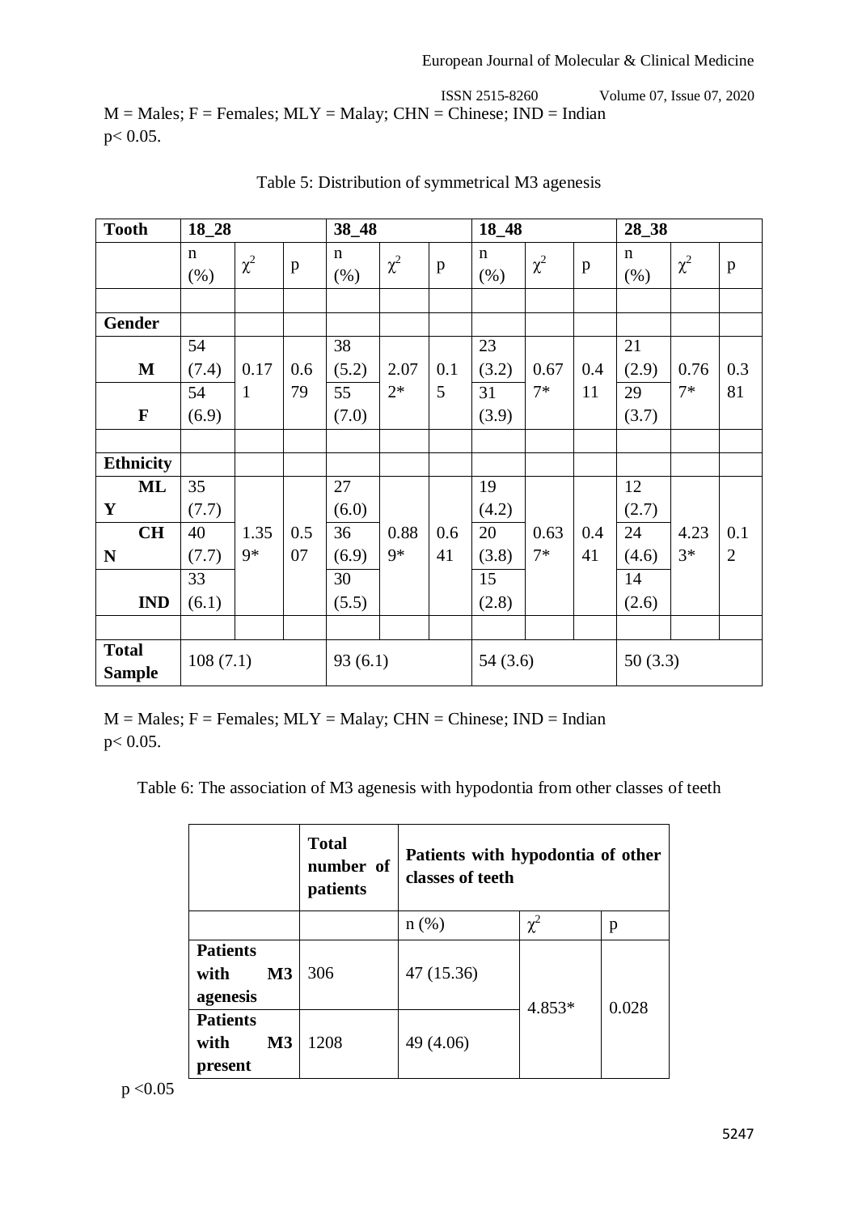M = Males; F = Females; MLY = Malay; CHN = Chinese; IND = Indian
$p < 0.05$.

Table 5: Distribution of symmetrical M3 agenesis

| Tooth | 18_28 | | | 38_48 | | | 18_48 | | | 28_38 | | |
|---|---|---|---|---|---|---|---|---|---|---|---|---|
| | n (%) | $\chi^2$ | p | n (%) | $\chi^2$ | p | n (%) | $\chi^2$ | p | n (%) | $\chi^2$ | p |
| **Gender** | | | | | | | | | | | | |
| **M** | 54 (7.4) | 0.171 | 0.679 | 38 (5.2) | 2.072* | 0.15 | 23 (3.2) | 0.677* | 0.411 | 21 (2.9) | 0.767* | 0.381 |
| **F** | 54 (6.9) | | | 55 (7.0) | | | 31 (3.9) | | | 29 (3.7) | | |
| **Ethnicity** | | | | | | | | | | | | |
| **MLY** | 35 (7.7) | 1.359* | 0.507 | 27 (6.0) | 0.889* | 0.641 | 19 (4.2) | 0.637* | 0.441 | 12 (2.7) | 4.233* | 0.12 |
| **CHN** | 40 (7.7) | | | 36 (6.9) | | | 20 (3.8) | | | 24 (4.6) | | |
| **IND** | 33 (6.1) | | | 30 (5.5) | | | 15 (2.8) | | | 14 (2.6) | | |
| **Total Sample** | 108 (7.1) | | | 93 (6.1) | | | 54 (3.6) | | | 50 (3.3) | | |

M = Males; F = Females; MLY = Malay; CHN = Chinese; IND = Indian
$p < 0.05$.

Table 6: The association of M3 agenesis with hypodontia from other classes of teeth

| | Total number of patients | Patients with hypodontia of other classes of teeth | | |
|---|---|---|---|---|
| | | n (%) | $\chi^2$ | p |
| **Patients with M3 agenesis** | 306 | 47 (15.36) | 4.853* | 0.028 |
| **Patients with M3 present** | 1208 | 49 (4.06) | | |

$p < 0.05$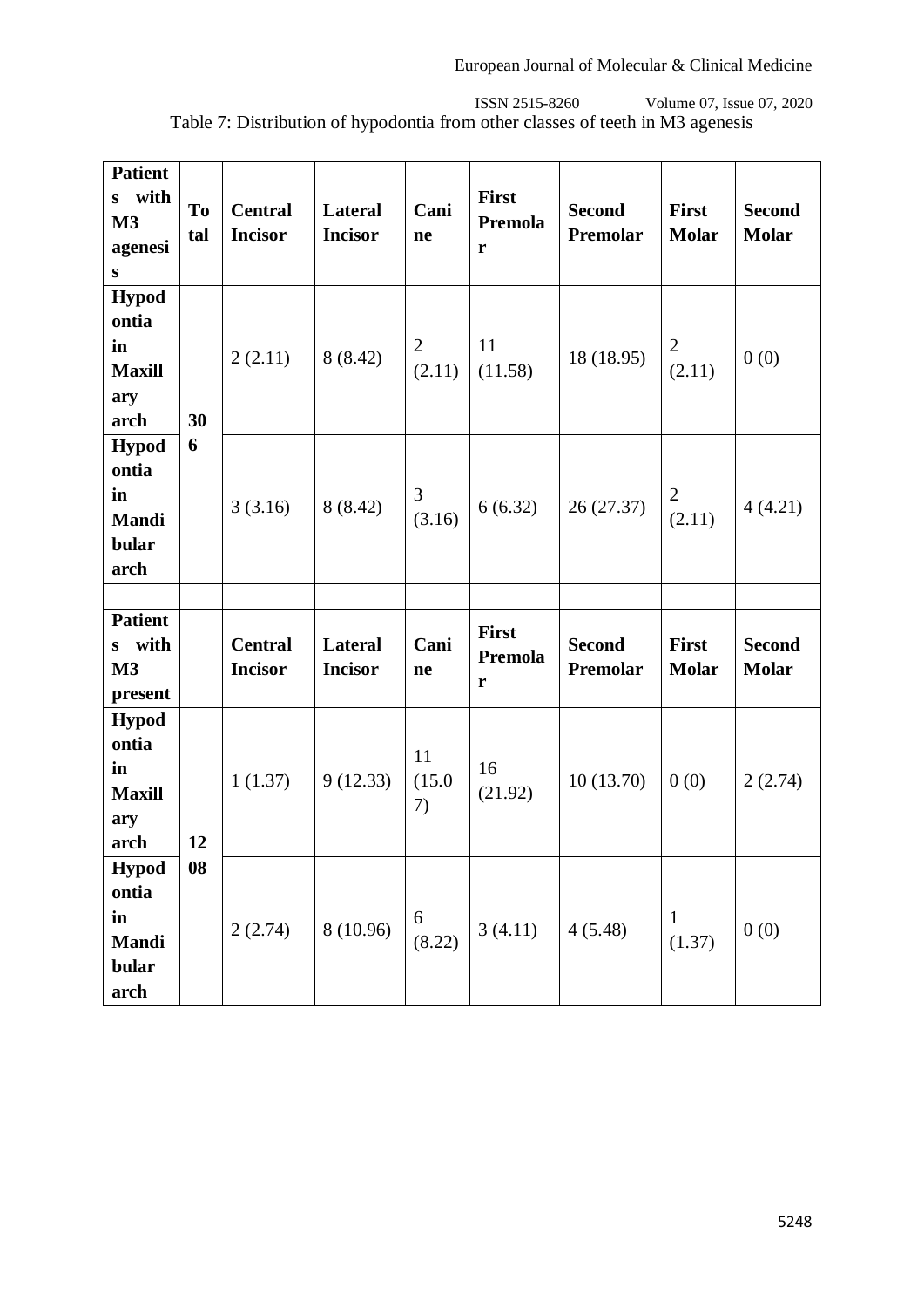Table 7: Distribution of hypodontia from other classes of teeth in M3 agenesis

| Patients with M3 agenesis | Total | Central Incisor | Lateral Incisor | Canine | First Premolar | Second Premolar | First Molar | Second Molar |
|---|---|---|---|---|---|---|---|---|
| Hypodontia in Maxillary arch | 306 | 2 (2.11) | 8 (8.42) | 2 (2.11) | 11 (11.58) | 18 (18.95) | 2 (2.11) | 0 (0) |
| Hypodontia in Mandibular arch | | 3 (3.16) | 8 (8.42) | 3 (3.16) | 6 (6.32) | 26 (27.37) | 2 (2.11) | 4 (4.21) |
| | | | | | | | | |
| **Patients with M3 present** | | **Central Incisor** | **Lateral Incisor** | **Canine** | **First Premolar** | **Second Premolar** | **First Molar** | **Second Molar** |
| Hypodontia in Maxillary arch | 1208 | 1 (1.37) | 9 (12.33) | 11 (15.07) | 16 (21.92) | 10 (13.70) | 0 (0) | 2 (2.74) |
| Hypodontia in Mandibular arch | | 2 (2.74) | 8 (10.96) | 6 (8.22) | 3 (4.11) | 4 (5.48) | 1 (1.37) | 0 (0) |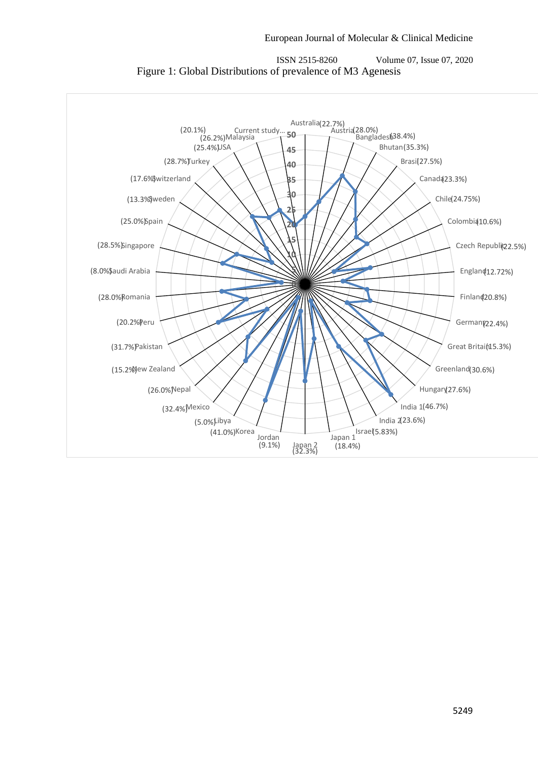Figure 1: Global Distributions of prevalence of M3 Agenesis

| Country | Prevalence |
|---|---|
| Australia | (22.7%) |
| Austria | (28.0%) |
| Bangladesh | (38.4%) |
| Bhutan | (35.3%) |
| Brasil | (27.5%) |
| Canada | (23.3%) |
| Chile | (24.75%) |
| Colombia | (10.6%) |
| Czech Republic | (22.5%) |
| England | (12.72%) |
| Finland | (20.8%) |
| Germany | (22.4%) |
| Great Britain | (15.3%) |
| Greenland | (30.6%) |
| Hungary | (27.6%) |
| India 1 | (46.7%) |
| India 2 | (23.6%) |
| Israel | (5.83%) |
| Japan 1 | (18.4%) |
| Japan 2 | (32.3%) |
| Jordan | (9.1%) |
| Korea | (41.0%) |
| Libya | (5.0%) |
| Mexico | (32.4%) |
| Nepal | (26.0%) |
| New Zealand | (15.2%) |
| Pakistan | (31.7%) |
| Peru | (20.2%) |
| Romania | (28.0%) |
| Saudi Arabia | (8.0%) |
| Singapore | (28.5%) |
| Spain | (25.0%) |
| Sweden | (13.3%) |
| Switzerland | (17.6%) |
| Turkey | (28.7%) |
| USA | (25.4%) |
| Malaysia | (26.2%) |
| Current study... | (20.1%) |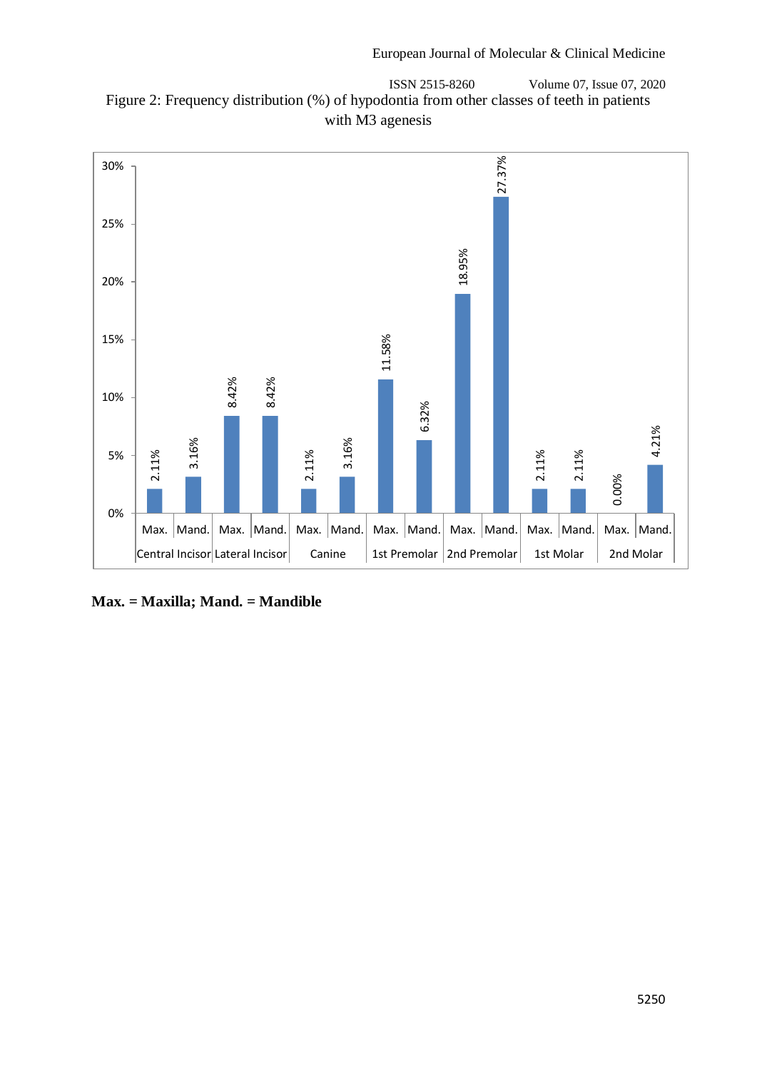Figure 2: Frequency distribution (%) of hypodontia from other classes of teeth in patients with M3 agenesis

| Tooth class | Max. | Mand. |
| --- | --- | --- |
| Central Incisor | 2.11% | 3.16% |
| Lateral Incisor | 8.42% | 8.42% |
| Canine | 2.11% | 3.16% |
| 1st Premolar | 11.58% | 6.32% |
| 2nd Premolar | 18.95% | 27.37% |
| 1st Molar | 2.11% | 2.11% |
| 2nd Molar | 0.00% | 4.21% |

**Max. = Maxilla; Mand. = Mandible**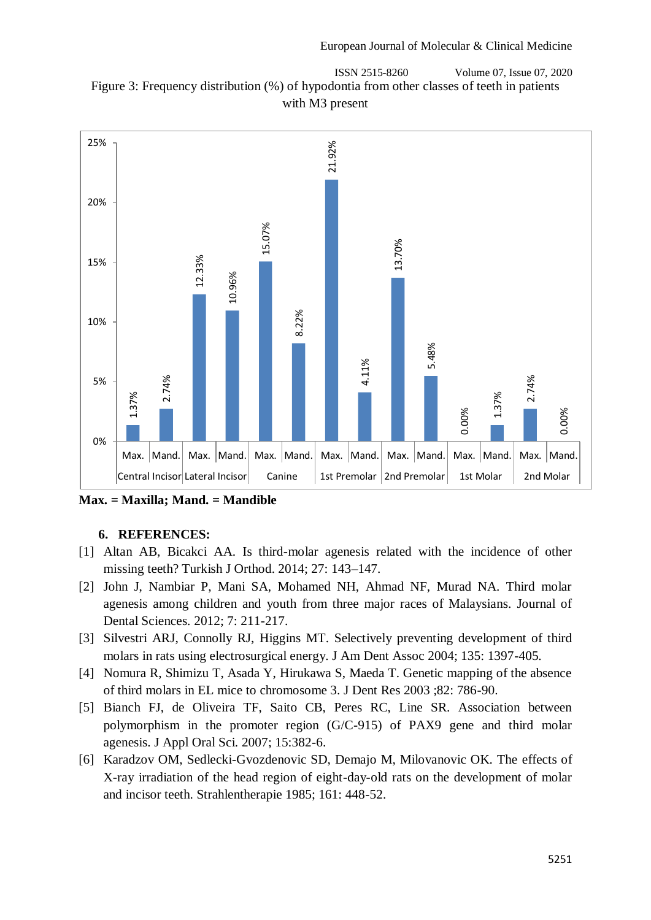Figure 3: Frequency distribution (%) of hypodontia from other classes of teeth in patients with M3 present

| | Central Incisor | | Lateral Incisor | | Canine | | 1st Premolar | | 2nd Premolar | | 1st Molar | | 2nd Molar | |
|---|---|---|---|---|---|---|---|---|---|---|---|---|---|---|
| | Max. | Mand. | Max. | Mand. | Max. | Mand. | Max. | Mand. | Max. | Mand. | Max. | Mand. | Max. | Mand. |
| % | 1.37% | 2.74% | 12.33% | 10.96% | 15.07% | 8.22% | 21.92% | 4.11% | 13.70% | 5.48% | 0.00% | 1.37% | 2.74% | 0.00% |

**Max. = Maxilla; Mand. = Mandible**

## 6. REFERENCES:

[1] Altan AB, Bicakci AA. Is third-molar agenesis related with the incidence of other missing teeth? Turkish J Orthod. 2014; 27: 143–147.

[2] John J, Nambiar P, Mani SA, Mohamed NH, Ahmad NF, Murad NA. Third molar agenesis among children and youth from three major races of Malaysians. Journal of Dental Sciences. 2012; 7: 211-217.

[3] Silvestri ARJ, Connolly RJ, Higgins MT. Selectively preventing development of third molars in rats using electrosurgical energy. J Am Dent Assoc 2004; 135: 1397-405.

[4] Nomura R, Shimizu T, Asada Y, Hirukawa S, Maeda T. Genetic mapping of the absence of third molars in EL mice to chromosome 3. J Dent Res 2003 ;82: 786-90.

[5] Bianch FJ, de Oliveira TF, Saito CB, Peres RC, Line SR. Association between polymorphism in the promoter region (G/C-915) of PAX9 gene and third molar agenesis. J Appl Oral Sci. 2007; 15:382-6.

[6] Karadzov OM, Sedlecki-Gvozdenovic SD, Demajo M, Milovanovic OK. The effects of X-ray irradiation of the head region of eight-day-old rats on the development of molar and incisor teeth. Strahlentherapie 1985; 161: 448-52.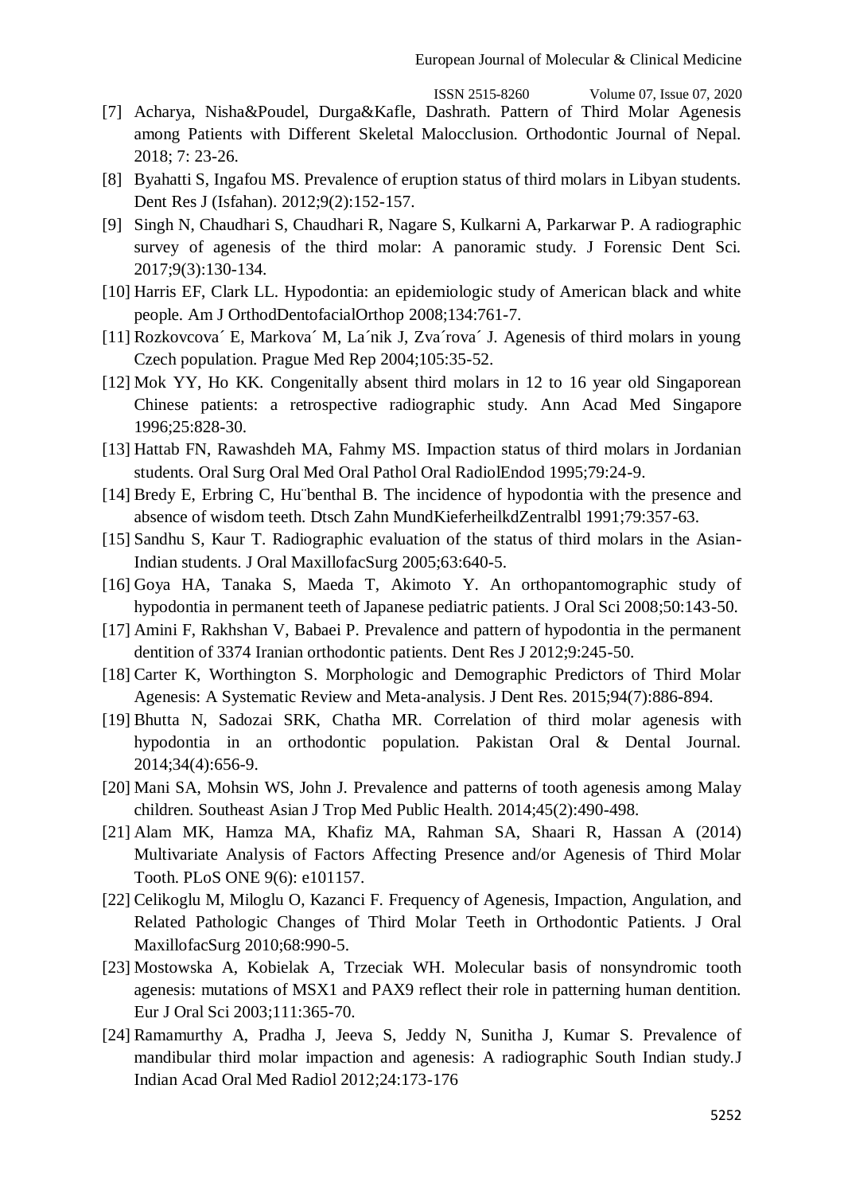[7] Acharya, Nisha&Poudel, Durga&Kafle, Dashrath. Pattern of Third Molar Agenesis among Patients with Different Skeletal Malocclusion. Orthodontic Journal of Nepal. 2018; 7: 23-26.

[8] Byahatti S, Ingafou MS. Prevalence of eruption status of third molars in Libyan students. Dent Res J (Isfahan). 2012;9(2):152-157.

[9] Singh N, Chaudhari S, Chaudhari R, Nagare S, Kulkarni A, Parkarwar P. A radiographic survey of agenesis of the third molar: A panoramic study. J Forensic Dent Sci. 2017;9(3):130-134.

[10] Harris EF, Clark LL. Hypodontia: an epidemiologic study of American black and white people. Am J OrthodDentofacialOrthop 2008;134:761-7.

[11] Rozkovcova´ E, Markova´ M, La´nik J, Zva´rova´ J. Agenesis of third molars in young Czech population. Prague Med Rep 2004;105:35-52.

[12] Mok YY, Ho KK. Congenitally absent third molars in 12 to 16 year old Singaporean Chinese patients: a retrospective radiographic study. Ann Acad Med Singapore 1996;25:828-30.

[13] Hattab FN, Rawashdeh MA, Fahmy MS. Impaction status of third molars in Jordanian students. Oral Surg Oral Med Oral Pathol Oral RadiolEndod 1995;79:24-9.

[14] Bredy E, Erbring C, Hu¨benthal B. The incidence of hypodontia with the presence and absence of wisdom teeth. Dtsch Zahn MundKieferheilkdZentralbl 1991;79:357-63.

[15] Sandhu S, Kaur T. Radiographic evaluation of the status of third molars in the Asian-Indian students. J Oral MaxillofacSurg 2005;63:640-5.

[16] Goya HA, Tanaka S, Maeda T, Akimoto Y. An orthopantomographic study of hypodontia in permanent teeth of Japanese pediatric patients. J Oral Sci 2008;50:143-50.

[17] Amini F, Rakhshan V, Babaei P. Prevalence and pattern of hypodontia in the permanent dentition of 3374 Iranian orthodontic patients. Dent Res J 2012;9:245-50.

[18] Carter K, Worthington S. Morphologic and Demographic Predictors of Third Molar Agenesis: A Systematic Review and Meta-analysis. J Dent Res. 2015;94(7):886-894.

[19] Bhutta N, Sadozai SRK, Chatha MR. Correlation of third molar agenesis with hypodontia in an orthodontic population. Pakistan Oral & Dental Journal. 2014;34(4):656-9.

[20] Mani SA, Mohsin WS, John J. Prevalence and patterns of tooth agenesis among Malay children. Southeast Asian J Trop Med Public Health. 2014;45(2):490-498.

[21] Alam MK, Hamza MA, Khafiz MA, Rahman SA, Shaari R, Hassan A (2014) Multivariate Analysis of Factors Affecting Presence and/or Agenesis of Third Molar Tooth. PLoS ONE 9(6): e101157.

[22] Celikoglu M, Miloglu O, Kazanci F. Frequency of Agenesis, Impaction, Angulation, and Related Pathologic Changes of Third Molar Teeth in Orthodontic Patients. J Oral MaxillofacSurg 2010;68:990-5.

[23] Mostowska A, Kobielak A, Trzeciak WH. Molecular basis of nonsyndromic tooth agenesis: mutations of MSX1 and PAX9 reflect their role in patterning human dentition. Eur J Oral Sci 2003;111:365-70.

[24] Ramamurthy A, Pradha J, Jeeva S, Jeddy N, Sunitha J, Kumar S. Prevalence of mandibular third molar impaction and agenesis: A radiographic South Indian study.J Indian Acad Oral Med Radiol 2012;24:173-176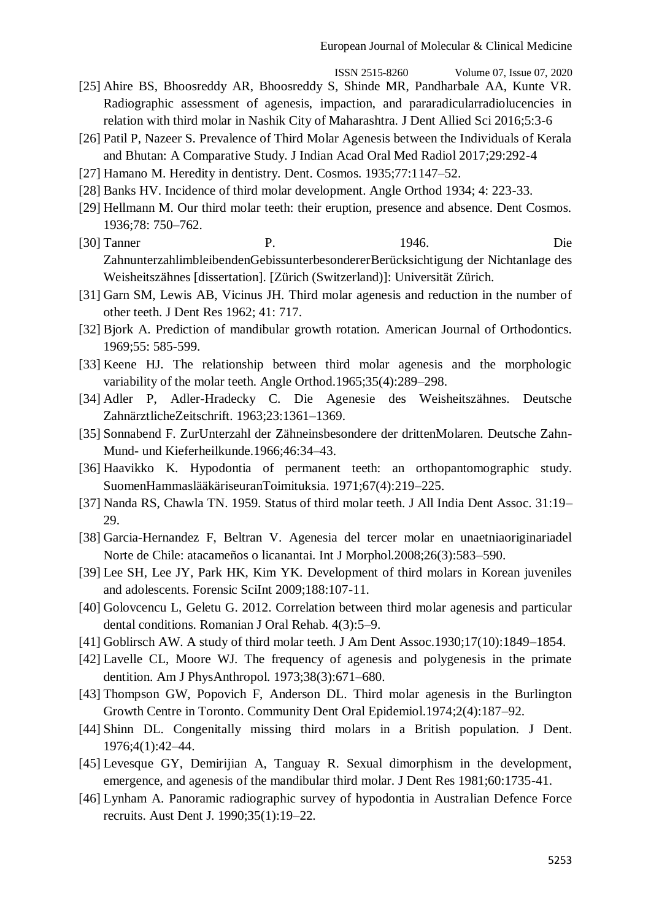[25] Ahire BS, Bhoosreddy AR, Bhoosreddy S, Shinde MR, Pandharbale AA, Kunte VR. Radiographic assessment of agenesis, impaction, and pararadicularradiolucencies in relation with third molar in Nashik City of Maharashtra. J Dent Allied Sci 2016;5:3-6

[26] Patil P, Nazeer S. Prevalence of Third Molar Agenesis between the Individuals of Kerala and Bhutan: A Comparative Study. J Indian Acad Oral Med Radiol 2017;29:292-4

[27] Hamano M. Heredity in dentistry. Dent. Cosmos. 1935;77:1147–52.

[28] Banks HV. Incidence of third molar development. Angle Orthod 1934; 4: 223-33.

[29] Hellmann M. Our third molar teeth: their eruption, presence and absence. Dent Cosmos. 1936;78: 750–762.

[30] Tanner P. 1946. Die ZahnunterzahlimbleibendenGebissunterbesondererBerücksichtigung der Nichtanlage des Weisheitszähnes [dissertation]. [Zürich (Switzerland)]: Universität Zürich.

[31] Garn SM, Lewis AB, Vicinus JH. Third molar agenesis and reduction in the number of other teeth. J Dent Res 1962; 41: 717.

[32] Bjork A. Prediction of mandibular growth rotation. American Journal of Orthodontics. 1969;55: 585-599.

[33] Keene HJ. The relationship between third molar agenesis and the morphologic variability of the molar teeth. Angle Orthod.1965;35(4):289–298.

[34] Adler P, Adler-Hradecky C. Die Agenesie des Weisheitszähnes. Deutsche ZahnärztlicheZeitschrift. 1963;23:1361–1369.

[35] Sonnabend F. ZurUnterzahl der Zähneinsbesondere der drittenMolaren. Deutsche Zahn-Mund- und Kieferheilkunde.1966;46:34–43.

[36] Haavikko K. Hypodontia of permanent teeth: an orthopantomographic study. SuomenHammaslääkäriseuranToimituksia. 1971;67(4):219–225.

[37] Nanda RS, Chawla TN. 1959. Status of third molar teeth. J All India Dent Assoc. 31:19–29.

[38] Garcia-Hernandez F, Beltran V. Agenesia del tercer molar en unaetniaoriginariadel Norte de Chile: atacameños o licanantai. Int J Morphol.2008;26(3):583–590.

[39] Lee SH, Lee JY, Park HK, Kim YK. Development of third molars in Korean juveniles and adolescents. Forensic SciInt 2009;188:107-11.

[40] Golovcencu L, Geletu G. 2012. Correlation between third molar agenesis and particular dental conditions. Romanian J Oral Rehab. 4(3):5–9.

[41] Goblirsch AW. A study of third molar teeth. J Am Dent Assoc.1930;17(10):1849–1854.

[42] Lavelle CL, Moore WJ. The frequency of agenesis and polygenesis in the primate dentition. Am J PhysAnthropol. 1973;38(3):671–680.

[43] Thompson GW, Popovich F, Anderson DL. Third molar agenesis in the Burlington Growth Centre in Toronto. Community Dent Oral Epidemiol.1974;2(4):187–92.

[44] Shinn DL. Congenitally missing third molars in a British population. J Dent. 1976;4(1):42–44.

[45] Levesque GY, Demirijian A, Tanguay R. Sexual dimorphism in the development, emergence, and agenesis of the mandibular third molar. J Dent Res 1981;60:1735-41.

[46] Lynham A. Panoramic radiographic survey of hypodontia in Australian Defence Force recruits. Aust Dent J. 1990;35(1):19–22.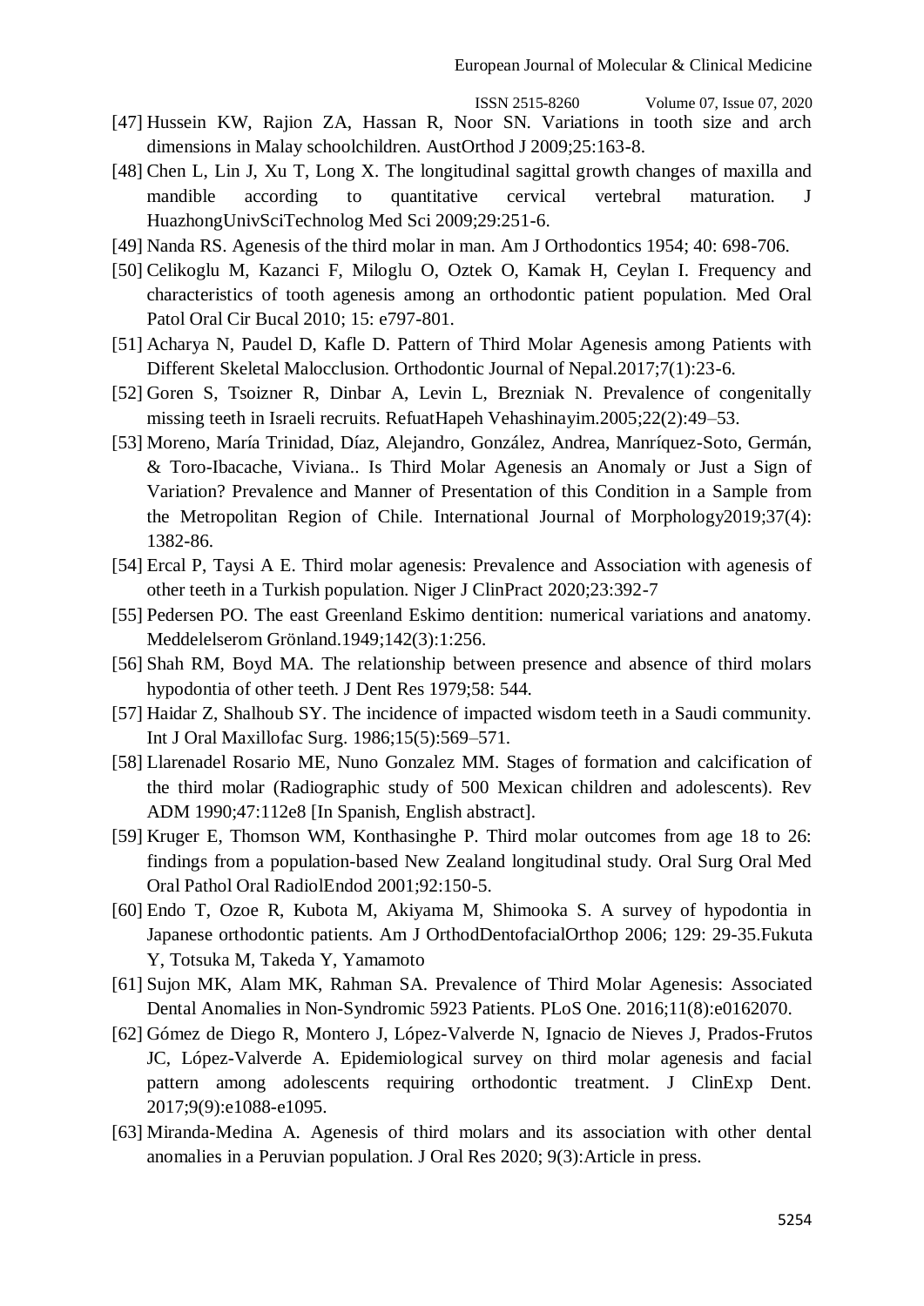[47] Hussein KW, Rajion ZA, Hassan R, Noor SN. Variations in tooth size and arch dimensions in Malay schoolchildren. AustOrthod J 2009;25:163-8.

[48] Chen L, Lin J, Xu T, Long X. The longitudinal sagittal growth changes of maxilla and mandible according to quantitative cervical vertebral maturation. J HuazhongUnivSciTechnolog Med Sci 2009;29:251-6.

[49] Nanda RS. Agenesis of the third molar in man. Am J Orthodontics 1954; 40: 698-706.

[50] Celikoglu M, Kazanci F, Miloglu O, Oztek O, Kamak H, Ceylan I. Frequency and characteristics of tooth agenesis among an orthodontic patient population. Med Oral Patol Oral Cir Bucal 2010; 15: e797-801.

[51] Acharya N, Paudel D, Kafle D. Pattern of Third Molar Agenesis among Patients with Different Skeletal Malocclusion. Orthodontic Journal of Nepal.2017;7(1):23-6.

[52] Goren S, Tsoizner R, Dinbar A, Levin L, Brezniak N. Prevalence of congenitally missing teeth in Israeli recruits. RefuatHapeh Vehashinayim.2005;22(2):49–53.

[53] Moreno, María Trinidad, Díaz, Alejandro, González, Andrea, Manríquez-Soto, Germán, & Toro-Ibacache, Viviana.. Is Third Molar Agenesis an Anomaly or Just a Sign of Variation? Prevalence and Manner of Presentation of this Condition in a Sample from the Metropolitan Region of Chile. International Journal of Morphology2019;37(4): 1382-86.

[54] Ercal P, Taysi A E. Third molar agenesis: Prevalence and Association with agenesis of other teeth in a Turkish population. Niger J ClinPract 2020;23:392-7

[55] Pedersen PO. The east Greenland Eskimo dentition: numerical variations and anatomy. Meddelelserom Grönland.1949;142(3):1:256.

[56] Shah RM, Boyd MA. The relationship between presence and absence of third molars hypodontia of other teeth. J Dent Res 1979;58: 544.

[57] Haidar Z, Shalhoub SY. The incidence of impacted wisdom teeth in a Saudi community. Int J Oral Maxillofac Surg. 1986;15(5):569–571.

[58] Llarenadel Rosario ME, Nuno Gonzalez MM. Stages of formation and calcification of the third molar (Radiographic study of 500 Mexican children and adolescents). Rev ADM 1990;47:112e8 [In Spanish, English abstract].

[59] Kruger E, Thomson WM, Konthasinghe P. Third molar outcomes from age 18 to 26: findings from a population-based New Zealand longitudinal study. Oral Surg Oral Med Oral Pathol Oral RadiolEndod 2001;92:150-5.

[60] Endo T, Ozoe R, Kubota M, Akiyama M, Shimooka S. A survey of hypodontia in Japanese orthodontic patients. Am J OrthodDentofacialOrthop 2006; 129: 29-35.Fukuta Y, Totsuka M, Takeda Y, Yamamoto

[61] Sujon MK, Alam MK, Rahman SA. Prevalence of Third Molar Agenesis: Associated Dental Anomalies in Non-Syndromic 5923 Patients. PLoS One. 2016;11(8):e0162070.

[62] Gómez de Diego R, Montero J, López-Valverde N, Ignacio de Nieves J, Prados-Frutos JC, López-Valverde A. Epidemiological survey on third molar agenesis and facial pattern among adolescents requiring orthodontic treatment. J ClinExp Dent. 2017;9(9):e1088-e1095.

[63] Miranda-Medina A. Agenesis of third molars and its association with other dental anomalies in a Peruvian population. J Oral Res 2020; 9(3):Article in press.